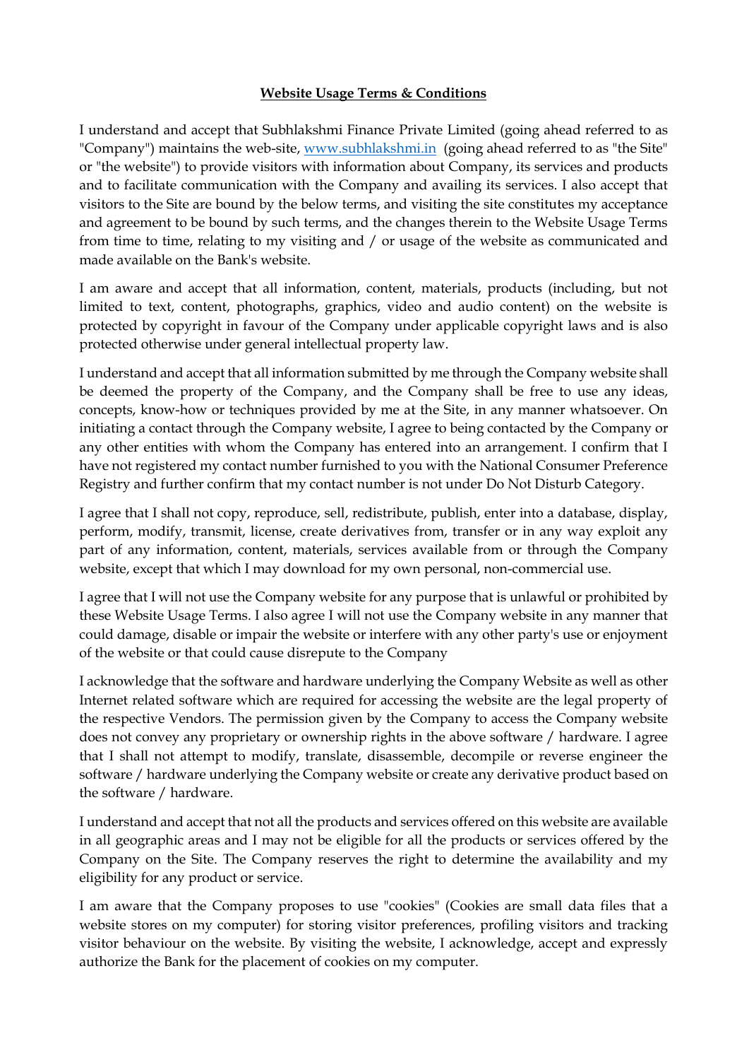# **Website Usage Terms & Conditions**

I understand and accept that Subhlakshmi Finance Private Limited (going ahead referred to as "Company") maintains the web-site, [www.subhlakshmi.in](http://www.subhlakshmi.in) (going ahead referred to as "the Site" or "the website") to provide visitors with information about Company, its services and products and to facilitate communication with the Company and availing its services. I also accept that visitors to the Site are bound by the below terms, and visiting the site constitutes my acceptance and agreement to be bound by such terms, and the changes therein to the Website Usage Terms from time to time, relating to my visiting and / or usage of the website as communicated and made available on the Bank's website.

I am aware and accept that all information, content, materials, products (including, but not limited to text, content, photographs, graphics, video and audio content) on the website is protected by copyright in favour of the Company under applicable copyright laws and is also protected otherwise under general intellectual property law.

I understand and accept that all information submitted by me through the Company website shall be deemed the property of the Company, and the Company shall be free to use any ideas, concepts, know-how or techniques provided by me at the Site, in any manner whatsoever. On initiating a contact through the Company website, I agree to being contacted by the Company or any other entities with whom the Company has entered into an arrangement. I confirm that I have not registered my contact number furnished to you with the National Consumer Preference Registry and further confirm that my contact number is not under Do Not Disturb Category.

I agree that I shall not copy, reproduce, sell, redistribute, publish, enter into a database, display, perform, modify, transmit, license, create derivatives from, transfer or in any way exploit any part of any information, content, materials, services available from or through the Company website, except that which I may download for my own personal, non-commercial use.

I agree that I will not use the Company website for any purpose that is unlawful or prohibited by these Website Usage Terms. I also agree I will not use the Company website in any manner that could damage, disable or impair the website or interfere with any other party's use or enjoyment of the website or that could cause disrepute to the Company

I acknowledge that the software and hardware underlying the Company Website as well as other Internet related software which are required for accessing the website are the legal property of the respective Vendors. The permission given by the Company to access the Company website does not convey any proprietary or ownership rights in the above software / hardware. I agree that I shall not attempt to modify, translate, disassemble, decompile or reverse engineer the software / hardware underlying the Company website or create any derivative product based on the software / hardware.

I understand and accept that not all the products and services offered on this website are available in all geographic areas and I may not be eligible for all the products or services offered by the Company on the Site. The Company reserves the right to determine the availability and my eligibility for any product or service.

I am aware that the Company proposes to use "cookies" (Cookies are small data files that a website stores on my computer) for storing visitor preferences, profiling visitors and tracking visitor behaviour on the website. By visiting the website, I acknowledge, accept and expressly authorize the Bank for the placement of cookies on my computer.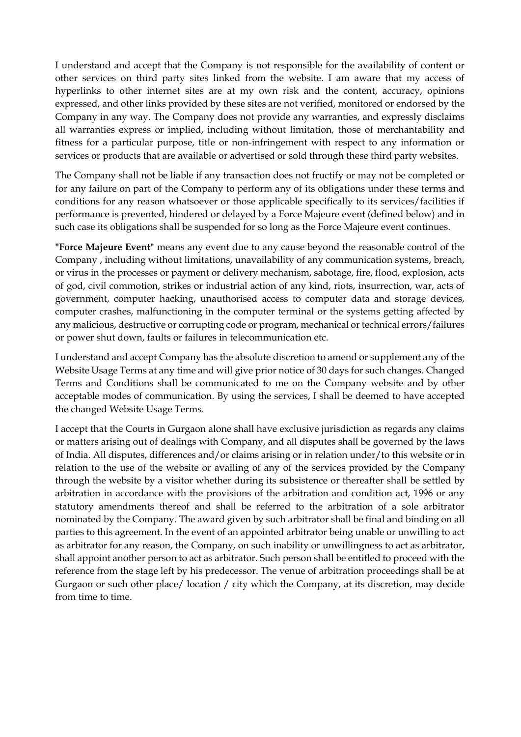I understand and accept that the Company is not responsible for the availability of content or other services on third party sites linked from the website. I am aware that my access of hyperlinks to other internet sites are at my own risk and the content, accuracy, opinions expressed, and other links provided by these sites are not verified, monitored or endorsed by the Company in any way. The Company does not provide any warranties, and expressly disclaims all warranties express or implied, including without limitation, those of merchantability and fitness for a particular purpose, title or non-infringement with respect to any information or services or products that are available or advertised or sold through these third party websites.

The Company shall not be liable if any transaction does not fructify or may not be completed or for any failure on part of the Company to perform any of its obligations under these terms and conditions for any reason whatsoever or those applicable specifically to its services/facilities if performance is prevented, hindered or delayed by a Force Majeure event (defined below) and in such case its obligations shall be suspended for so long as the Force Majeure event continues.

**"Force Majeure Event"** means any event due to any cause beyond the reasonable control of the Company , including without limitations, unavailability of any communication systems, breach, or virus in the processes or payment or delivery mechanism, sabotage, fire, flood, explosion, acts of god, civil commotion, strikes or industrial action of any kind, riots, insurrection, war, acts of government, computer hacking, unauthorised access to computer data and storage devices, computer crashes, malfunctioning in the computer terminal or the systems getting affected by any malicious, destructive or corrupting code or program, mechanical or technical errors/failures or power shut down, faults or failures in telecommunication etc.

I understand and accept Company has the absolute discretion to amend or supplement any of the Website Usage Terms at any time and will give prior notice of 30 days for such changes. Changed Terms and Conditions shall be communicated to me on the Company website and by other acceptable modes of communication. By using the services, I shall be deemed to have accepted the changed Website Usage Terms.

I accept that the Courts in Gurgaon alone shall have exclusive jurisdiction as regards any claims or matters arising out of dealings with Company, and all disputes shall be governed by the laws of India. All disputes, differences and/or claims arising or in relation under/to this website or in relation to the use of the website or availing of any of the services provided by the Company through the website by a visitor whether during its subsistence or thereafter shall be settled by arbitration in accordance with the provisions of the arbitration and condition act, 1996 or any statutory amendments thereof and shall be referred to the arbitration of a sole arbitrator nominated by the Company. The award given by such arbitrator shall be final and binding on all parties to this agreement. In the event of an appointed arbitrator being unable or unwilling to act as arbitrator for any reason, the Company, on such inability or unwillingness to act as arbitrator, shall appoint another person to act as arbitrator. Such person shall be entitled to proceed with the reference from the stage left by his predecessor. The venue of arbitration proceedings shall be at Gurgaon or such other place/ location / city which the Company, at its discretion, may decide from time to time.